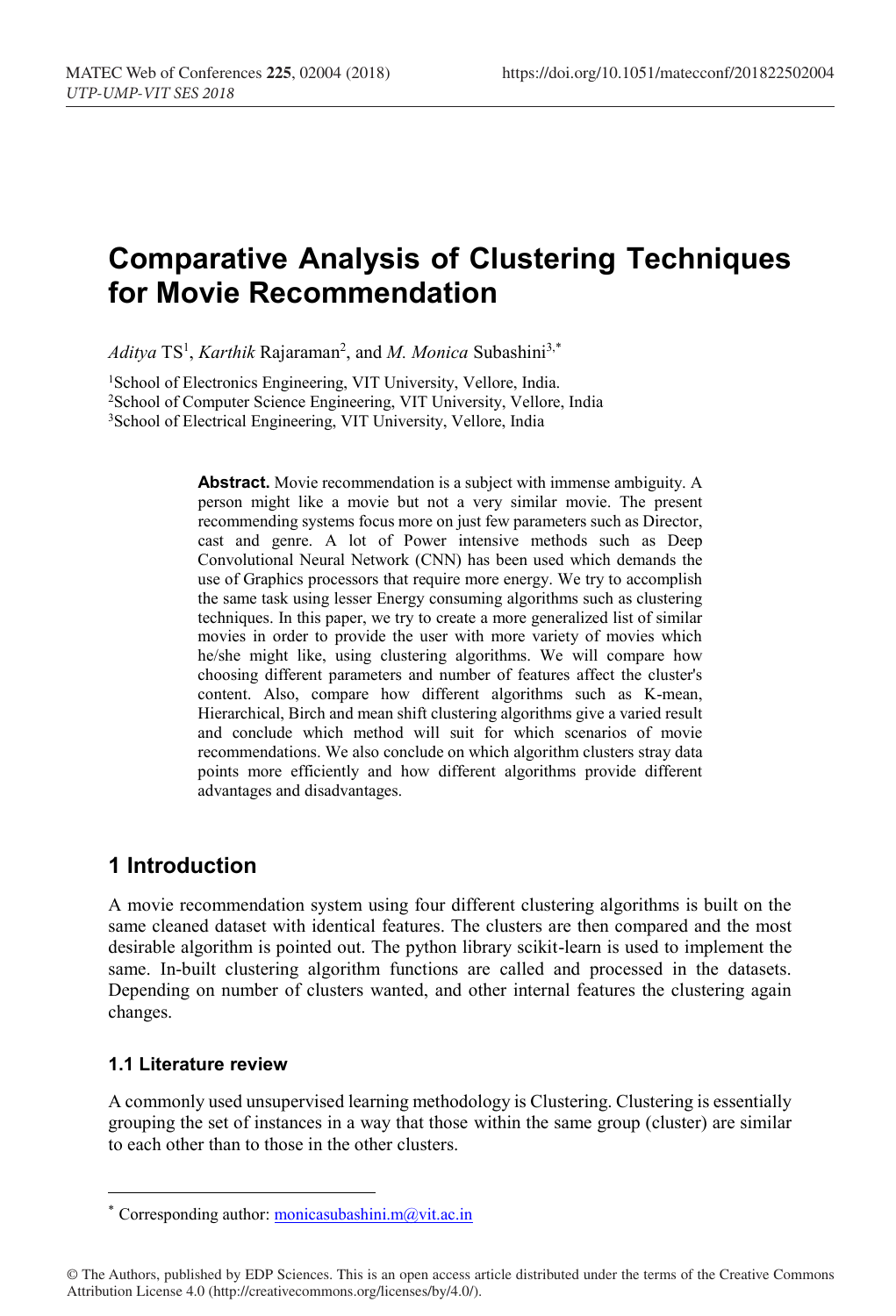# Comparative Analysis of Clustering Techniques for Movie Recommendation

*Aditya* TS[1], *Karthik* Rajaraman[2], and *M. Monica* Subashini[3,*]

[1]School of Electronics Engineering, VIT University, Vellore, India.
[2]School of Computer Science Engineering, VIT University, Vellore, India
[3]School of Electrical Engineering, VIT University, Vellore, India

**Abstract.** Movie recommendation is a subject with immense ambiguity. A person might like a movie but not a very similar movie. The present recommending systems focus more on just few parameters such as Director, cast and genre. A lot of Power intensive methods such as Deep Convolutional Neural Network (CNN) has been used which demands the use of Graphics processors that require more energy. We try to accomplish the same task using lesser Energy consuming algorithms such as clustering techniques. In this paper, we try to create a more generalized list of similar movies in order to provide the user with more variety of movies which he/she might like, using clustering algorithms. We will compare how choosing different parameters and number of features affect the cluster's content. Also, compare how different algorithms such as K-mean, Hierarchical, Birch and mean shift clustering algorithms give a varied result and conclude which method will suit for which scenarios of movie recommendations. We also conclude on which algorithm clusters stray data points more efficiently and how different algorithms provide different advantages and disadvantages.

## 1 Introduction

A movie recommendation system using four different clustering algorithms is built on the same cleaned dataset with identical features. The clusters are then compared and the most desirable algorithm is pointed out. The python library scikit-learn is used to implement the same. In-built clustering algorithm functions are called and processed in the datasets. Depending on number of clusters wanted, and other internal features the clustering again changes.

### 1.1 Literature review

A commonly used unsupervised learning methodology is Clustering. Clustering is essentially grouping the set of instances in a way that those within the same group (cluster) are similar to each other than to those in the other clusters.

[*] Corresponding author: monicasubashini.m@vit.ac.in

© The Authors, published by EDP Sciences. This is an open access article distributed under the terms of the Creative Commons Attribution License 4.0 (http://creativecommons.org/licenses/by/4.0/).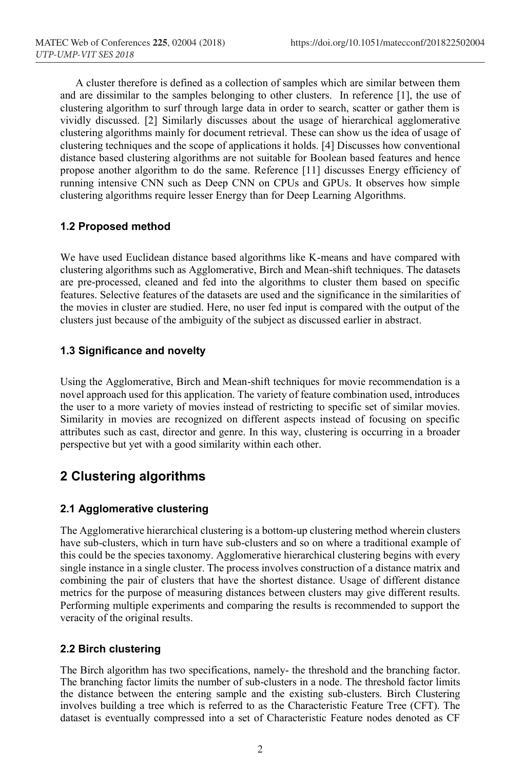A cluster therefore is defined as a collection of samples which are similar between them and are dissimilar to the samples belonging to other clusters. In reference [1], the use of clustering algorithm to surf through large data in order to search, scatter or gather them is vividly discussed. [2] Similarly discusses about the usage of hierarchical agglomerative clustering algorithms mainly for document retrieval. These can show us the idea of usage of clustering techniques and the scope of applications it holds. [4] Discusses how conventional distance based clustering algorithms are not suitable for Boolean based features and hence propose another algorithm to do the same. Reference [11] discusses Energy efficiency of running intensive CNN such as Deep CNN on CPUs and GPUs. It observes how simple clustering algorithms require lesser Energy than for Deep Learning Algorithms.

### 1.2 Proposed method

We have used Euclidean distance based algorithms like K-means and have compared with clustering algorithms such as Agglomerative, Birch and Mean-shift techniques. The datasets are pre-processed, cleaned and fed into the algorithms to cluster them based on specific features. Selective features of the datasets are used and the significance in the similarities of the movies in cluster are studied. Here, no user fed input is compared with the output of the clusters just because of the ambiguity of the subject as discussed earlier in abstract.

### 1.3 Significance and novelty

Using the Agglomerative, Birch and Mean-shift techniques for movie recommendation is a novel approach used for this application. The variety of feature combination used, introduces the user to a more variety of movies instead of restricting to specific set of similar movies. Similarity in movies are recognized on different aspects instead of focusing on specific attributes such as cast, director and genre. In this way, clustering is occurring in a broader perspective but yet with a good similarity within each other.

## 2 Clustering algorithms

### 2.1 Agglomerative clustering

The Agglomerative hierarchical clustering is a bottom-up clustering method wherein clusters have sub-clusters, which in turn have sub-clusters and so on where a traditional example of this could be the species taxonomy. Agglomerative hierarchical clustering begins with every single instance in a single cluster. The process involves construction of a distance matrix and combining the pair of clusters that have the shortest distance. Usage of different distance metrics for the purpose of measuring distances between clusters may give different results. Performing multiple experiments and comparing the results is recommended to support the veracity of the original results.

### 2.2 Birch clustering

The Birch algorithm has two specifications, namely- the threshold and the branching factor. The branching factor limits the number of sub-clusters in a node. The threshold factor limits the distance between the entering sample and the existing sub-clusters. Birch Clustering involves building a tree which is referred to as the Characteristic Feature Tree (CFT). The dataset is eventually compressed into a set of Characteristic Feature nodes denoted as CF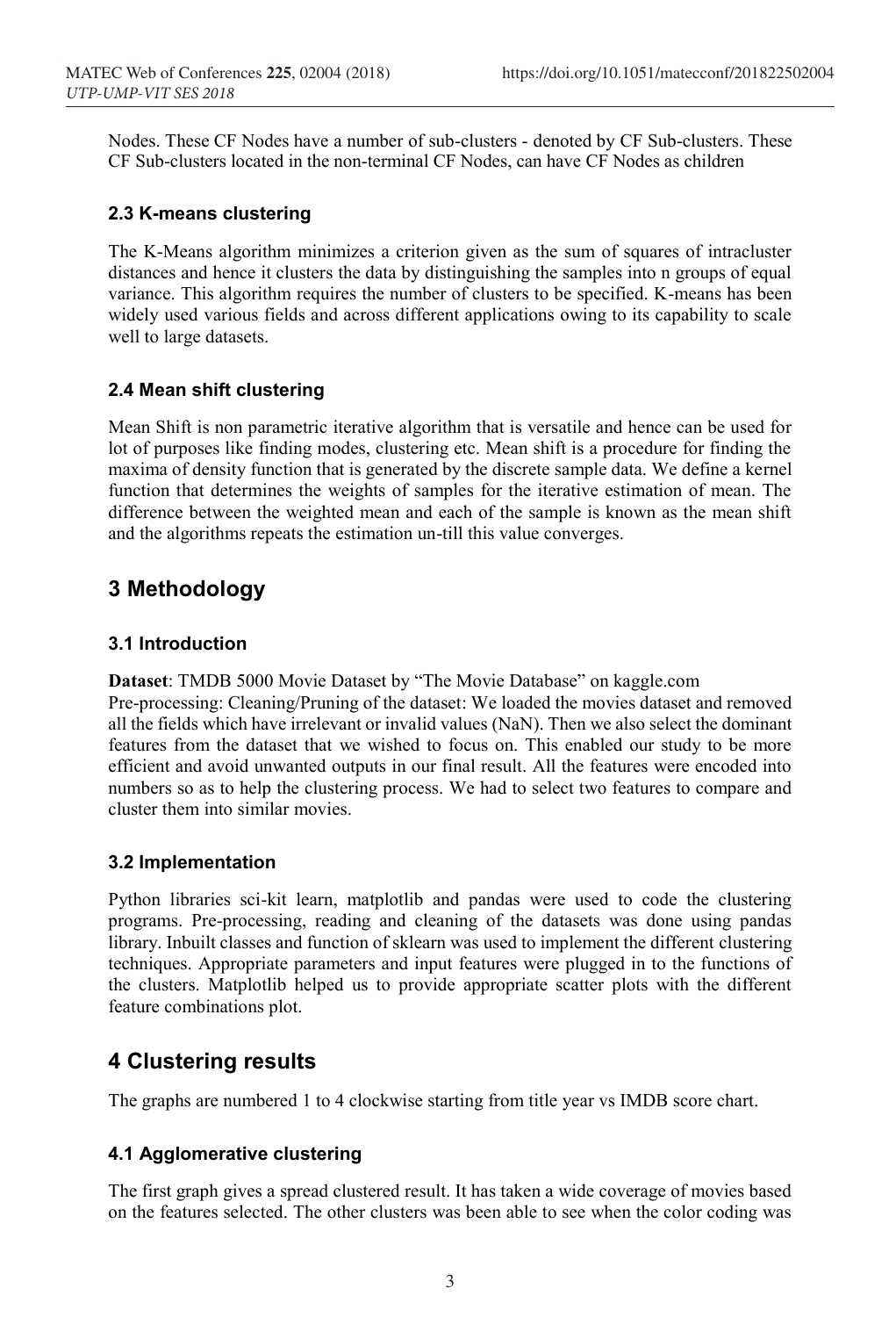Nodes. These CF Nodes have a number of sub-clusters - denoted by CF Sub-clusters. These CF Sub-clusters located in the non-terminal CF Nodes, can have CF Nodes as children

### 2.3 K-means clustering

The K-Means algorithm minimizes a criterion given as the sum of squares of intracluster distances and hence it clusters the data by distinguishing the samples into n groups of equal variance. This algorithm requires the number of clusters to be specified. K-means has been widely used various fields and across different applications owing to its capability to scale well to large datasets.

### 2.4 Mean shift clustering

Mean Shift is non parametric iterative algorithm that is versatile and hence can be used for lot of purposes like finding modes, clustering etc. Mean shift is a procedure for finding the maxima of density function that is generated by the discrete sample data. We define a kernel function that determines the weights of samples for the iterative estimation of mean. The difference between the weighted mean and each of the sample is known as the mean shift and the algorithms repeats the estimation un-till this value converges.

## 3 Methodology

### 3.1 Introduction

**Dataset**: TMDB 5000 Movie Dataset by "The Movie Database" on kaggle.com
Pre-processing: Cleaning/Pruning of the dataset: We loaded the movies dataset and removed all the fields which have irrelevant or invalid values (NaN). Then we also select the dominant features from the dataset that we wished to focus on. This enabled our study to be more efficient and avoid unwanted outputs in our final result. All the features were encoded into numbers so as to help the clustering process. We had to select two features to compare and cluster them into similar movies.

### 3.2 Implementation

Python libraries sci-kit learn, matplotlib and pandas were used to code the clustering programs. Pre-processing, reading and cleaning of the datasets was done using pandas library. Inbuilt classes and function of sklearn was used to implement the different clustering techniques. Appropriate parameters and input features were plugged in to the functions of the clusters. Matplotlib helped us to provide appropriate scatter plots with the different feature combinations plot.

## 4 Clustering results

The graphs are numbered 1 to 4 clockwise starting from title year vs IMDB score chart.

### 4.1 Agglomerative clustering

The first graph gives a spread clustered result. It has taken a wide coverage of movies based on the features selected. The other clusters was been able to see when the color coding was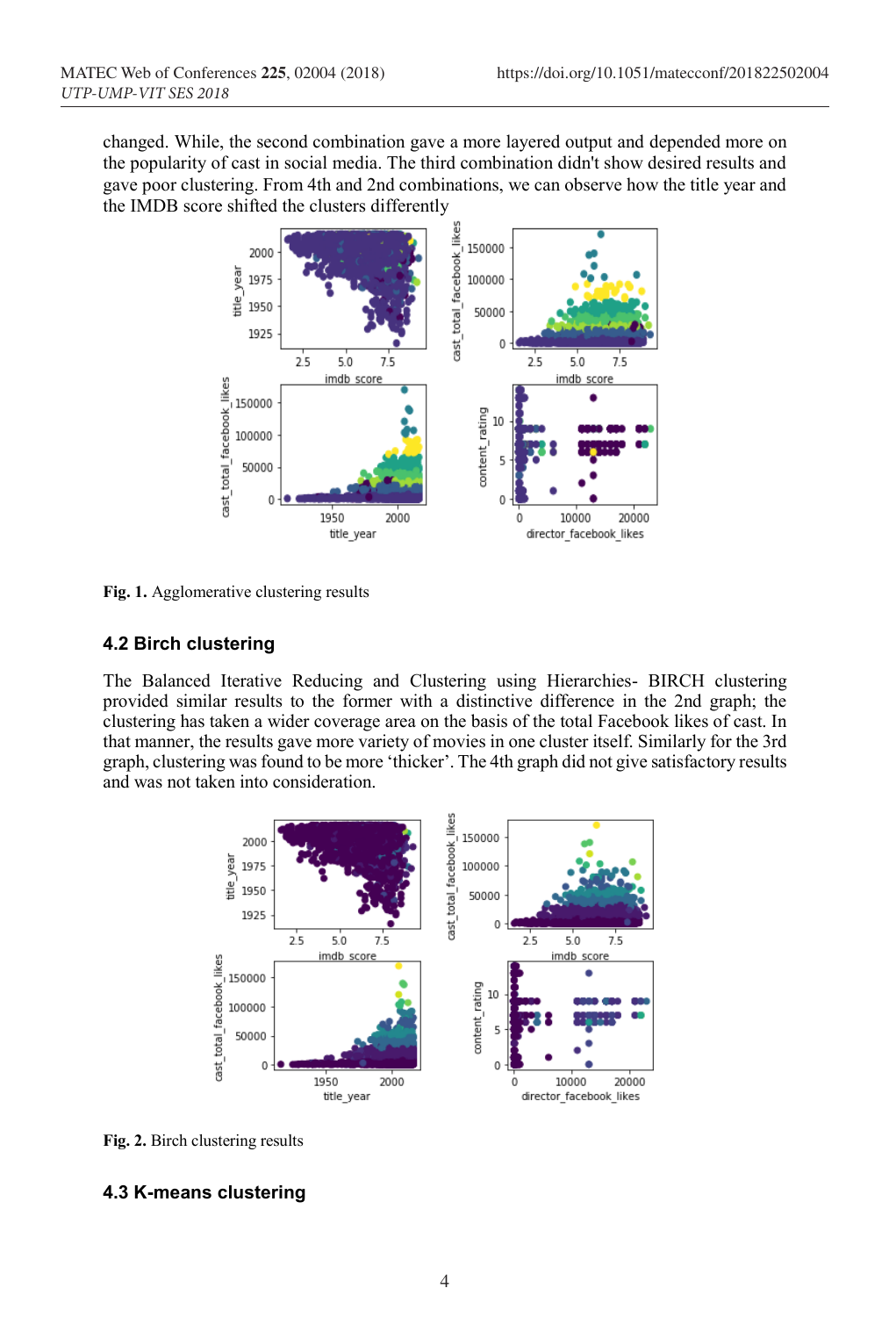changed. While, the second combination gave a more layered output and depended more on the popularity of cast in social media. The third combination didn't show desired results and gave poor clustering. From 4th and 2nd combinations, we can observe how the title year and the IMDB score shifted the clusters differently

**Fig. 1.** Agglomerative clustering results

### 4.2 Birch clustering

The Balanced Iterative Reducing and Clustering using Hierarchies- BIRCH clustering provided similar results to the former with a distinctive difference in the 2nd graph; the clustering has taken a wider coverage area on the basis of the total Facebook likes of cast. In that manner, the results gave more variety of movies in one cluster itself. Similarly for the 3rd graph, clustering was found to be more 'thicker'. The 4th graph did not give satisfactory results and was not taken into consideration.

**Fig. 2.** Birch clustering results

### 4.3 K-means clustering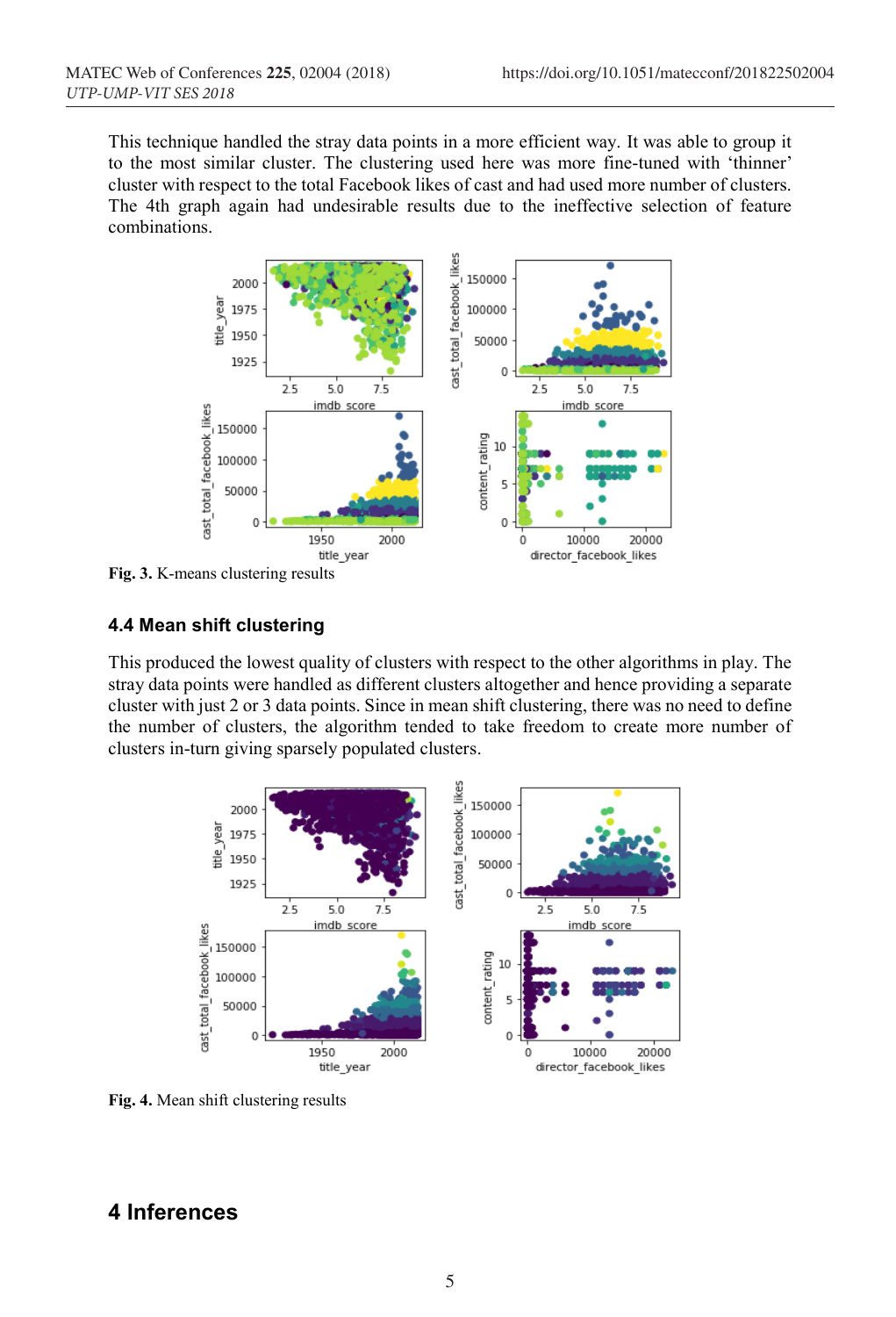This technique handled the stray data points in a more efficient way. It was able to group it to the most similar cluster. The clustering used here was more fine-tuned with 'thinner' cluster with respect to the total Facebook likes of cast and had used more number of clusters. The 4th graph again had undesirable results due to the ineffective selection of feature combinations.

**Fig. 3.** K-means clustering results

### 4.4 Mean shift clustering

This produced the lowest quality of clusters with respect to the other algorithms in play. The stray data points were handled as different clusters altogether and hence providing a separate cluster with just 2 or 3 data points. Since in mean shift clustering, there was no need to define the number of clusters, the algorithm tended to take freedom to create more number of clusters in-turn giving sparsely populated clusters.

**Fig. 4.** Mean shift clustering results

# 4 Inferences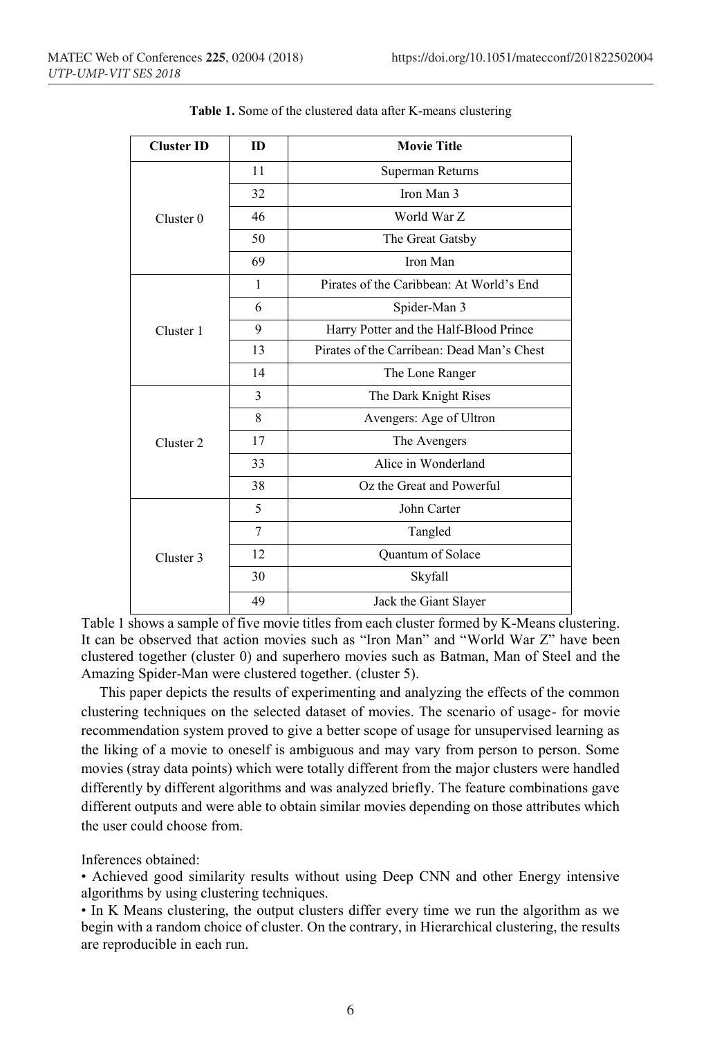**Table 1.** Some of the clustered data after K-means clustering

| Cluster ID | ID | Movie Title |
|---|---|---|
| Cluster 0 | 11 | Superman Returns |
| | 32 | Iron Man 3 |
| | 46 | World War Z |
| | 50 | The Great Gatsby |
| | 69 | Iron Man |
| Cluster 1 | 1 | Pirates of the Caribbean: At World's End |
| | 6 | Spider-Man 3 |
| | 9 | Harry Potter and the Half-Blood Prince |
| | 13 | Pirates of the Carribean: Dead Man's Chest |
| | 14 | The Lone Ranger |
| Cluster 2 | 3 | The Dark Knight Rises |
| | 8 | Avengers: Age of Ultron |
| | 17 | The Avengers |
| | 33 | Alice in Wonderland |
| | 38 | Oz the Great and Powerful |
| Cluster 3 | 5 | John Carter |
| | 7 | Tangled |
| | 12 | Quantum of Solace |
| | 30 | Skyfall |
| | 49 | Jack the Giant Slayer |

Table 1 shows a sample of five movie titles from each cluster formed by K-Means clustering. It can be observed that action movies such as "Iron Man" and "World War Z" have been clustered together (cluster 0) and superhero movies such as Batman, Man of Steel and the Amazing Spider-Man were clustered together. (cluster 5).

This paper depicts the results of experimenting and analyzing the effects of the common clustering techniques on the selected dataset of movies. The scenario of usage- for movie recommendation system proved to give a better scope of usage for unsupervised learning as the liking of a movie to oneself is ambiguous and may vary from person to person. Some movies (stray data points) which were totally different from the major clusters were handled differently by different algorithms and was analyzed briefly. The feature combinations gave different outputs and were able to obtain similar movies depending on those attributes which the user could choose from.

Inferences obtained:

- Achieved good similarity results without using Deep CNN and other Energy intensive algorithms by using clustering techniques.
- In K Means clustering, the output clusters differ every time we run the algorithm as we begin with a random choice of cluster. On the contrary, in Hierarchical clustering, the results are reproducible in each run.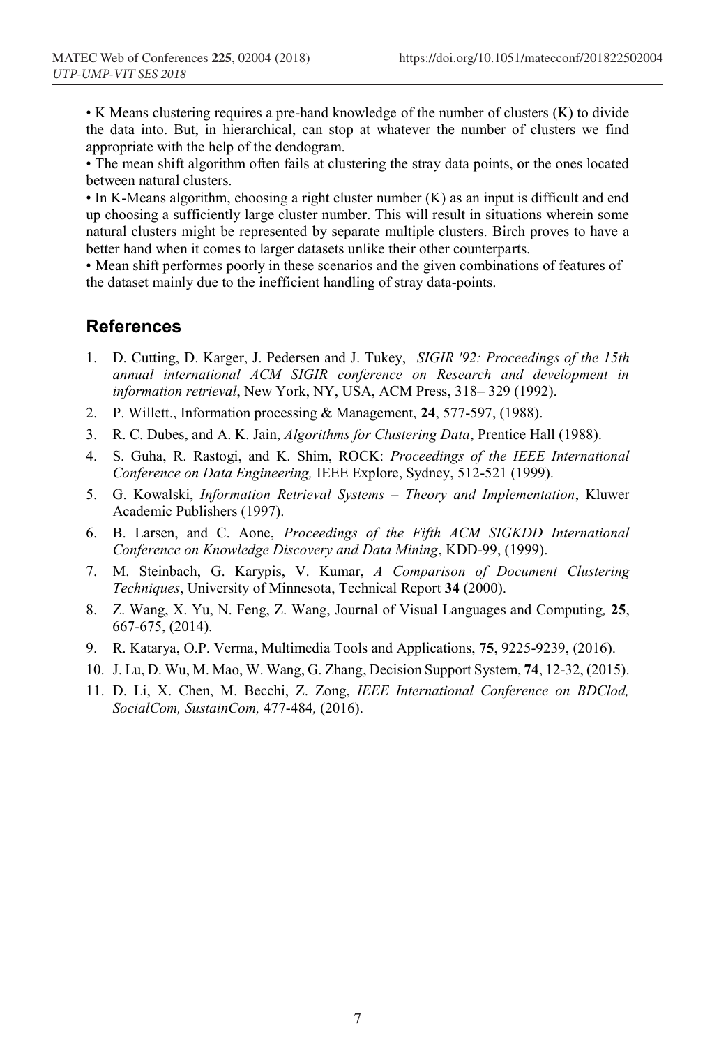• K Means clustering requires a pre-hand knowledge of the number of clusters (K) to divide the data into. But, in hierarchical, can stop at whatever the number of clusters we find appropriate with the help of the dendogram.

• The mean shift algorithm often fails at clustering the stray data points, or the ones located between natural clusters.

• In K-Means algorithm, choosing a right cluster number (K) as an input is difficult and end up choosing a sufficiently large cluster number. This will result in situations wherein some natural clusters might be represented by separate multiple clusters. Birch proves to have a better hand when it comes to larger datasets unlike their other counterparts.

• Mean shift performes poorly in these scenarios and the given combinations of features of the dataset mainly due to the inefficient handling of stray data-points.

## References

1. D. Cutting, D. Karger, J. Pedersen and J. Tukey, *SIGIR '92: Proceedings of the 15th annual international ACM SIGIR conference on Research and development in information retrieval*, New York, NY, USA, ACM Press, 318– 329 (1992).
2. P. Willett., Information processing & Management, **24**, 577-597, (1988).
3. R. C. Dubes, and A. K. Jain, *Algorithms for Clustering Data*, Prentice Hall (1988).
4. S. Guha, R. Rastogi, and K. Shim, ROCK: *Proceedings of the IEEE International Conference on Data Engineering,* IEEE Explore, Sydney, 512-521 (1999).
5. G. Kowalski, *Information Retrieval Systems – Theory and Implementation*, Kluwer Academic Publishers (1997).
6. B. Larsen, and C. Aone, *Proceedings of the Fifth ACM SIGKDD International Conference on Knowledge Discovery and Data Mining*, KDD-99, (1999).
7. M. Steinbach, G. Karypis, V. Kumar, *A Comparison of Document Clustering Techniques*, University of Minnesota, Technical Report **34** (2000).
8. Z. Wang, X. Yu, N. Feng, Z. Wang, Journal of Visual Languages and Computing*,* **25**, 667-675, (2014).
9. R. Katarya, O.P. Verma, Multimedia Tools and Applications, **75**, 9225-9239, (2016).
10. J. Lu, D. Wu, M. Mao, W. Wang, G. Zhang, Decision Support System, **74**, 12-32, (2015).
11. D. Li, X. Chen, M. Becchi, Z. Zong, *IEEE International Conference on BDClod, SocialCom, SustainCom,* 477-484*,* (2016).